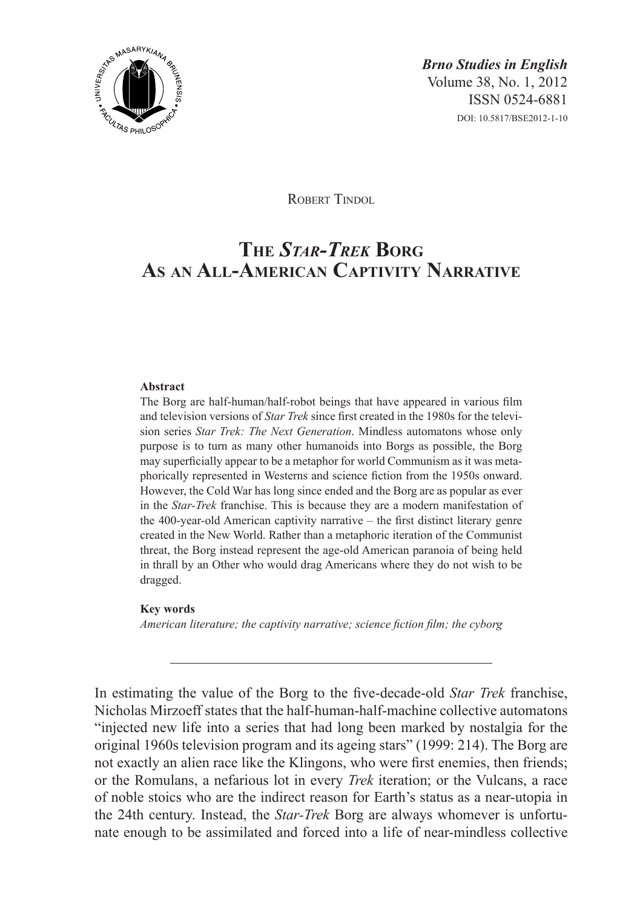*Brno Studies in English*
Volume 38, No. 1, 2012
ISSN 0524-6881
DOI: 10.5817/BSE2012-1-10

Robert Tindol

# The *Star-Trek* Borg As an All-American Captivity Narrative

**Abstract**

The Borg are half-human/half-robot beings that have appeared in various film and television versions of *Star Trek* since first created in the 1980s for the television series *Star Trek: The Next Generation*. Mindless automatons whose only purpose is to turn as many other humanoids into Borgs as possible, the Borg may superficially appear to be a metaphor for world Communism as it was metaphorically represented in Westerns and science fiction from the 1950s onward. However, the Cold War has long since ended and the Borg are as popular as ever in the *Star-Trek* franchise. This is because they are a modern manifestation of the 400-year-old American captivity narrative – the first distinct literary genre created in the New World. Rather than a metaphoric iteration of the Communist threat, the Borg instead represent the age-old American paranoia of being held in thrall by an Other who would drag Americans where they do not wish to be dragged.

**Key words**

*American literature; the captivity narrative; science fiction film; the cyborg*

---

In estimating the value of the Borg to the five-decade-old *Star Trek* franchise, Nicholas Mirzoeff states that the half-human-half-machine collective automatons "injected new life into a series that had long been marked by nostalgia for the original 1960s television program and its ageing stars" (1999: 214). The Borg are not exactly an alien race like the Klingons, who were first enemies, then friends; or the Romulans, a nefarious lot in every *Trek* iteration; or the Vulcans, a race of noble stoics who are the indirect reason for Earth's status as a near-utopia in the 24th century. Instead, the *Star-Trek* Borg are always whomever is unfortunate enough to be assimilated and forced into a life of near-mindless collective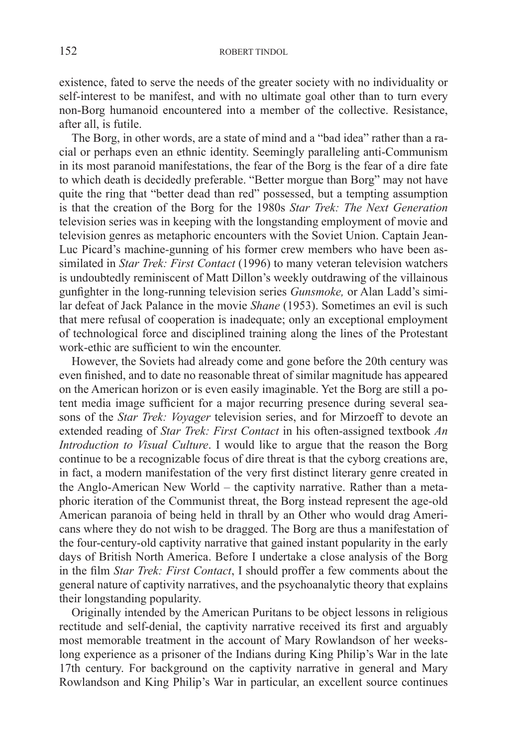existence, fated to serve the needs of the greater society with no individuality or self-interest to be manifest, and with no ultimate goal other than to turn every non-Borg humanoid encountered into a member of the collective. Resistance, after all, is futile.

The Borg, in other words, are a state of mind and a "bad idea" rather than a racial or perhaps even an ethnic identity. Seemingly paralleling anti-Communism in its most paranoid manifestations, the fear of the Borg is the fear of a dire fate to which death is decidedly preferable. "Better morgue than Borg" may not have quite the ring that "better dead than red" possessed, but a tempting assumption is that the creation of the Borg for the 1980s *Star Trek: The Next Generation* television series was in keeping with the longstanding employment of movie and television genres as metaphoric encounters with the Soviet Union. Captain Jean-Luc Picard's machine-gunning of his former crew members who have been assimilated in *Star Trek: First Contact* (1996) to many veteran television watchers is undoubtedly reminiscent of Matt Dillon's weekly outdrawing of the villainous gunfighter in the long-running television series *Gunsmoke,* or Alan Ladd's similar defeat of Jack Palance in the movie *Shane* (1953). Sometimes an evil is such that mere refusal of cooperation is inadequate; only an exceptional employment of technological force and disciplined training along the lines of the Protestant work-ethic are sufficient to win the encounter.

However, the Soviets had already come and gone before the 20th century was even finished, and to date no reasonable threat of similar magnitude has appeared on the American horizon or is even easily imaginable. Yet the Borg are still a potent media image sufficient for a major recurring presence during several seasons of the *Star Trek: Voyager* television series, and for Mirzoeff to devote an extended reading of *Star Trek: First Contact* in his often-assigned textbook *An Introduction to Visual Culture*. I would like to argue that the reason the Borg continue to be a recognizable focus of dire threat is that the cyborg creations are, in fact, a modern manifestation of the very first distinct literary genre created in the Anglo-American New World – the captivity narrative. Rather than a metaphoric iteration of the Communist threat, the Borg instead represent the age-old American paranoia of being held in thrall by an Other who would drag Americans where they do not wish to be dragged. The Borg are thus a manifestation of the four-century-old captivity narrative that gained instant popularity in the early days of British North America. Before I undertake a close analysis of the Borg in the film *Star Trek: First Contact*, I should proffer a few comments about the general nature of captivity narratives, and the psychoanalytic theory that explains their longstanding popularity.

Originally intended by the American Puritans to be object lessons in religious rectitude and self-denial, the captivity narrative received its first and arguably most memorable treatment in the account of Mary Rowlandson of her weeks-long experience as a prisoner of the Indians during King Philip's War in the late 17th century. For background on the captivity narrative in general and Mary Rowlandson and King Philip's War in particular, an excellent source continues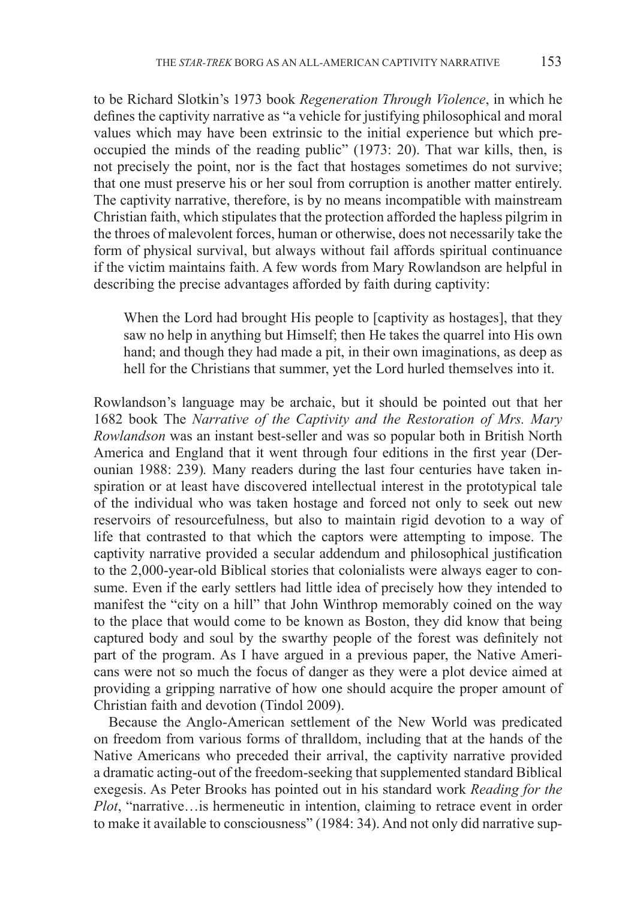to be Richard Slotkin's 1973 book *Regeneration Through Violence*, in which he defines the captivity narrative as "a vehicle for justifying philosophical and moral values which may have been extrinsic to the initial experience but which preoccupied the minds of the reading public" (1973: 20). That war kills, then, is not precisely the point, nor is the fact that hostages sometimes do not survive; that one must preserve his or her soul from corruption is another matter entirely. The captivity narrative, therefore, is by no means incompatible with mainstream Christian faith, which stipulates that the protection afforded the hapless pilgrim in the throes of malevolent forces, human or otherwise, does not necessarily take the form of physical survival, but always without fail affords spiritual continuance if the victim maintains faith. A few words from Mary Rowlandson are helpful in describing the precise advantages afforded by faith during captivity:

> When the Lord had brought His people to [captivity as hostages], that they saw no help in anything but Himself; then He takes the quarrel into His own hand; and though they had made a pit, in their own imaginations, as deep as hell for the Christians that summer, yet the Lord hurled themselves into it.

Rowlandson's language may be archaic, but it should be pointed out that her 1682 book The *Narrative of the Captivity and the Restoration of Mrs. Mary Rowlandson* was an instant best-seller and was so popular both in British North America and England that it went through four editions in the first year (Derounian 1988: 239). Many readers during the last four centuries have taken inspiration or at least have discovered intellectual interest in the prototypical tale of the individual who was taken hostage and forced not only to seek out new reservoirs of resourcefulness, but also to maintain rigid devotion to a way of life that contrasted to that which the captors were attempting to impose. The captivity narrative provided a secular addendum and philosophical justification to the 2,000-year-old Biblical stories that colonialists were always eager to consume. Even if the early settlers had little idea of precisely how they intended to manifest the "city on a hill" that John Winthrop memorably coined on the way to the place that would come to be known as Boston, they did know that being captured body and soul by the swarthy people of the forest was definitely not part of the program. As I have argued in a previous paper, the Native Americans were not so much the focus of danger as they were a plot device aimed at providing a gripping narrative of how one should acquire the proper amount of Christian faith and devotion (Tindol 2009).

Because the Anglo-American settlement of the New World was predicated on freedom from various forms of thralldom, including that at the hands of the Native Americans who preceded their arrival, the captivity narrative provided a dramatic acting-out of the freedom-seeking that supplemented standard Biblical exegesis. As Peter Brooks has pointed out in his standard work *Reading for the Plot*, "narrative…is hermeneutic in intention, claiming to retrace event in order to make it available to consciousness" (1984: 34). And not only did narrative sup-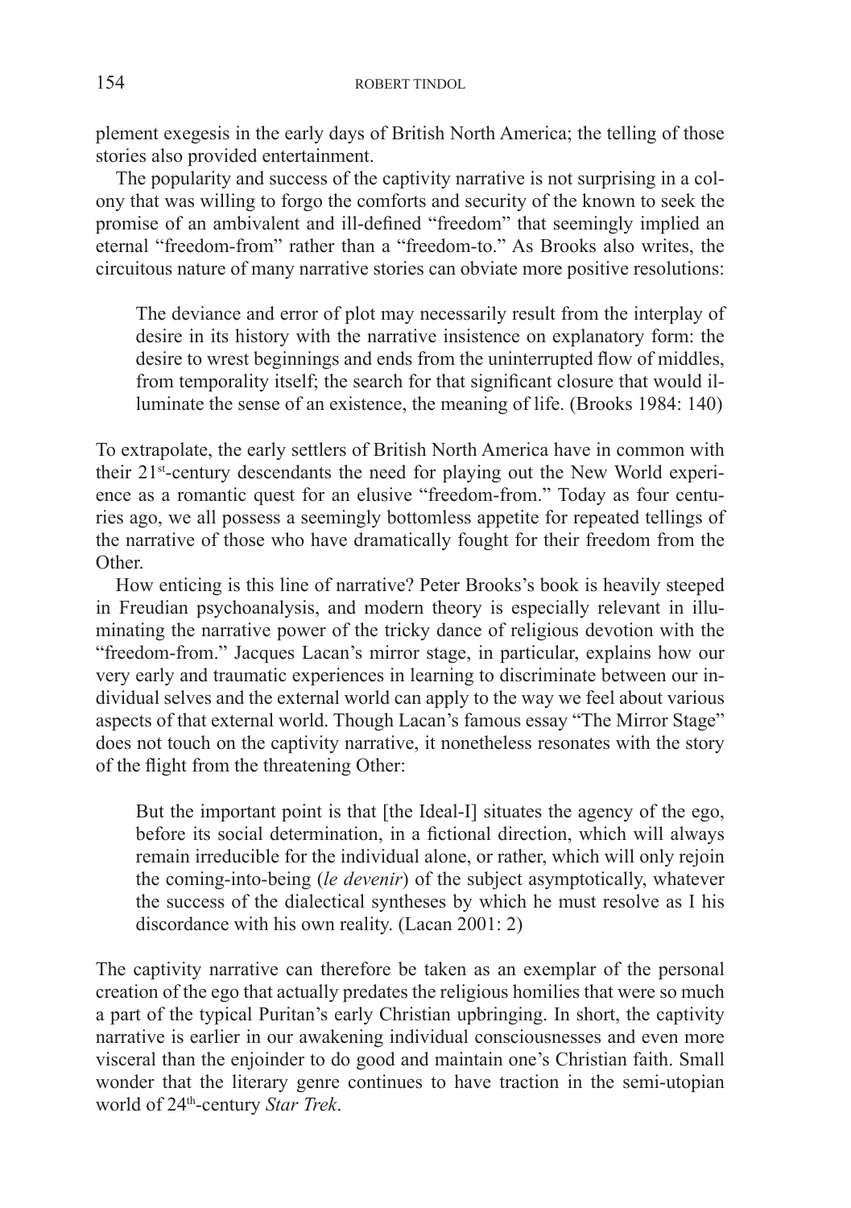plement exegesis in the early days of British North America; the telling of those stories also provided entertainment.

The popularity and success of the captivity narrative is not surprising in a colony that was willing to forgo the comforts and security of the known to seek the promise of an ambivalent and ill-defined "freedom" that seemingly implied an eternal "freedom-from" rather than a "freedom-to." As Brooks also writes, the circuitous nature of many narrative stories can obviate more positive resolutions:

> The deviance and error of plot may necessarily result from the interplay of desire in its history with the narrative insistence on explanatory form: the desire to wrest beginnings and ends from the uninterrupted flow of middles, from temporality itself; the search for that significant closure that would illuminate the sense of an existence, the meaning of life. (Brooks 1984: 140)

To extrapolate, the early settlers of British North America have in common with their 21st-century descendants the need for playing out the New World experience as a romantic quest for an elusive "freedom-from." Today as four centuries ago, we all possess a seemingly bottomless appetite for repeated tellings of the narrative of those who have dramatically fought for their freedom from the Other.

How enticing is this line of narrative? Peter Brooks's book is heavily steeped in Freudian psychoanalysis, and modern theory is especially relevant in illuminating the narrative power of the tricky dance of religious devotion with the "freedom-from." Jacques Lacan's mirror stage, in particular, explains how our very early and traumatic experiences in learning to discriminate between our individual selves and the external world can apply to the way we feel about various aspects of that external world. Though Lacan's famous essay "The Mirror Stage" does not touch on the captivity narrative, it nonetheless resonates with the story of the flight from the threatening Other:

> But the important point is that [the Ideal-I] situates the agency of the ego, before its social determination, in a fictional direction, which will always remain irreducible for the individual alone, or rather, which will only rejoin the coming-into-being (*le devenir*) of the subject asymptotically, whatever the success of the dialectical syntheses by which he must resolve as I his discordance with his own reality. (Lacan 2001: 2)

The captivity narrative can therefore be taken as an exemplar of the personal creation of the ego that actually predates the religious homilies that were so much a part of the typical Puritan's early Christian upbringing. In short, the captivity narrative is earlier in our awakening individual consciousnesses and even more visceral than the enjoinder to do good and maintain one's Christian faith. Small wonder that the literary genre continues to have traction in the semi-utopian world of 24th-century *Star Trek*.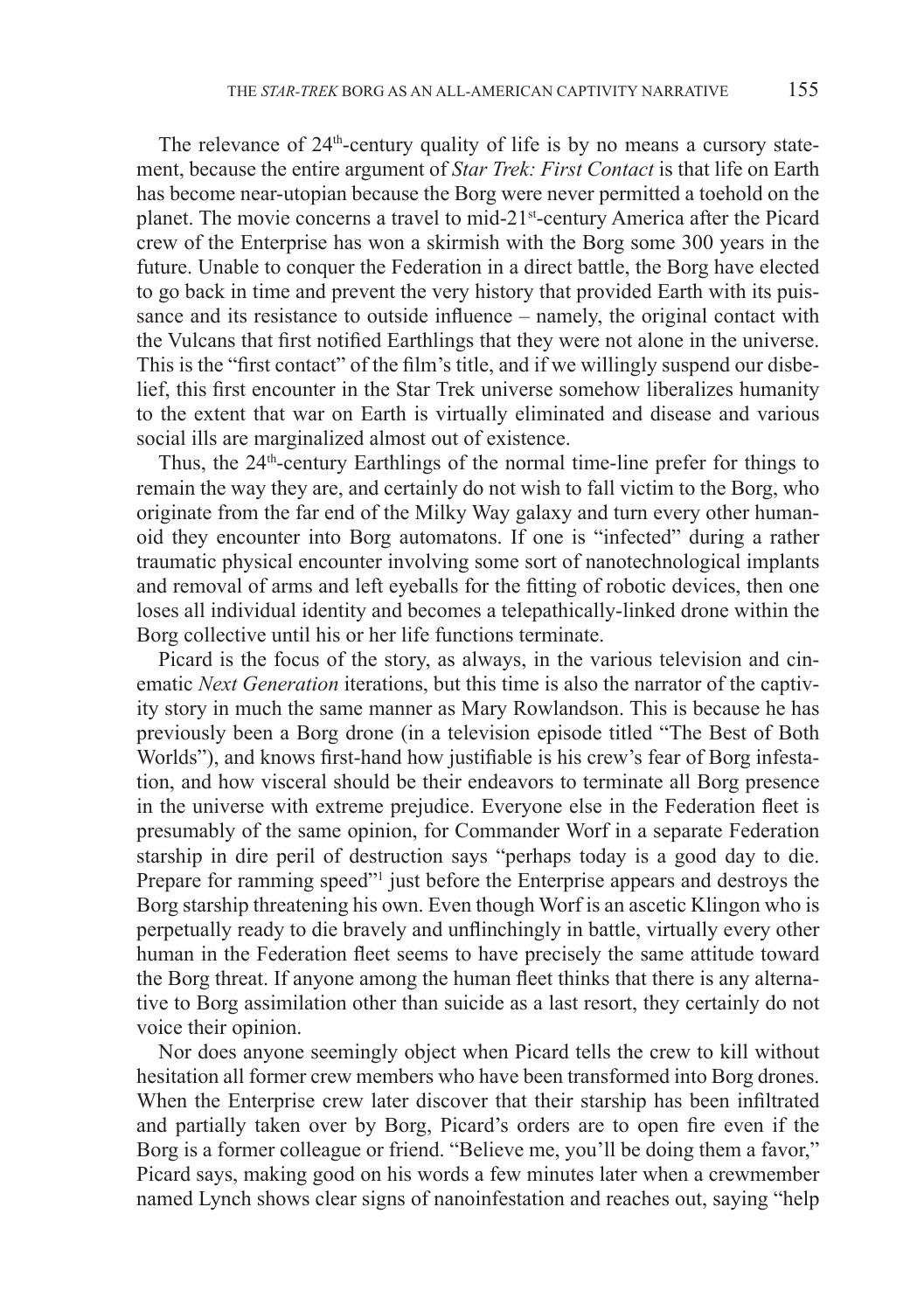The relevance of 24th-century quality of life is by no means a cursory statement, because the entire argument of *Star Trek: First Contact* is that life on Earth has become near-utopian because the Borg were never permitted a toehold on the planet. The movie concerns a travel to mid-21st-century America after the Picard crew of the Enterprise has won a skirmish with the Borg some 300 years in the future. Unable to conquer the Federation in a direct battle, the Borg have elected to go back in time and prevent the very history that provided Earth with its puissance and its resistance to outside influence – namely, the original contact with the Vulcans that first notified Earthlings that they were not alone in the universe. This is the "first contact" of the film's title, and if we willingly suspend our disbelief, this first encounter in the Star Trek universe somehow liberalizes humanity to the extent that war on Earth is virtually eliminated and disease and various social ills are marginalized almost out of existence.

Thus, the 24th-century Earthlings of the normal time-line prefer for things to remain the way they are, and certainly do not wish to fall victim to the Borg, who originate from the far end of the Milky Way galaxy and turn every other humanoid they encounter into Borg automatons. If one is "infected" during a rather traumatic physical encounter involving some sort of nanotechnological implants and removal of arms and left eyeballs for the fitting of robotic devices, then one loses all individual identity and becomes a telepathically-linked drone within the Borg collective until his or her life functions terminate.

Picard is the focus of the story, as always, in the various television and cinematic *Next Generation* iterations, but this time is also the narrator of the captivity story in much the same manner as Mary Rowlandson. This is because he has previously been a Borg drone (in a television episode titled "The Best of Both Worlds"), and knows first-hand how justifiable is his crew's fear of Borg infestation, and how visceral should be their endeavors to terminate all Borg presence in the universe with extreme prejudice. Everyone else in the Federation fleet is presumably of the same opinion, for Commander Worf in a separate Federation starship in dire peril of destruction says "perhaps today is a good day to die. Prepare for ramming speed"[1] just before the Enterprise appears and destroys the Borg starship threatening his own. Even though Worf is an ascetic Klingon who is perpetually ready to die bravely and unflinchingly in battle, virtually every other human in the Federation fleet seems to have precisely the same attitude toward the Borg threat. If anyone among the human fleet thinks that there is any alternative to Borg assimilation other than suicide as a last resort, they certainly do not voice their opinion.

Nor does anyone seemingly object when Picard tells the crew to kill without hesitation all former crew members who have been transformed into Borg drones. When the Enterprise crew later discover that their starship has been infiltrated and partially taken over by Borg, Picard's orders are to open fire even if the Borg is a former colleague or friend. "Believe me, you'll be doing them a favor," Picard says, making good on his words a few minutes later when a crewmember named Lynch shows clear signs of nanoinfestation and reaches out, saying "help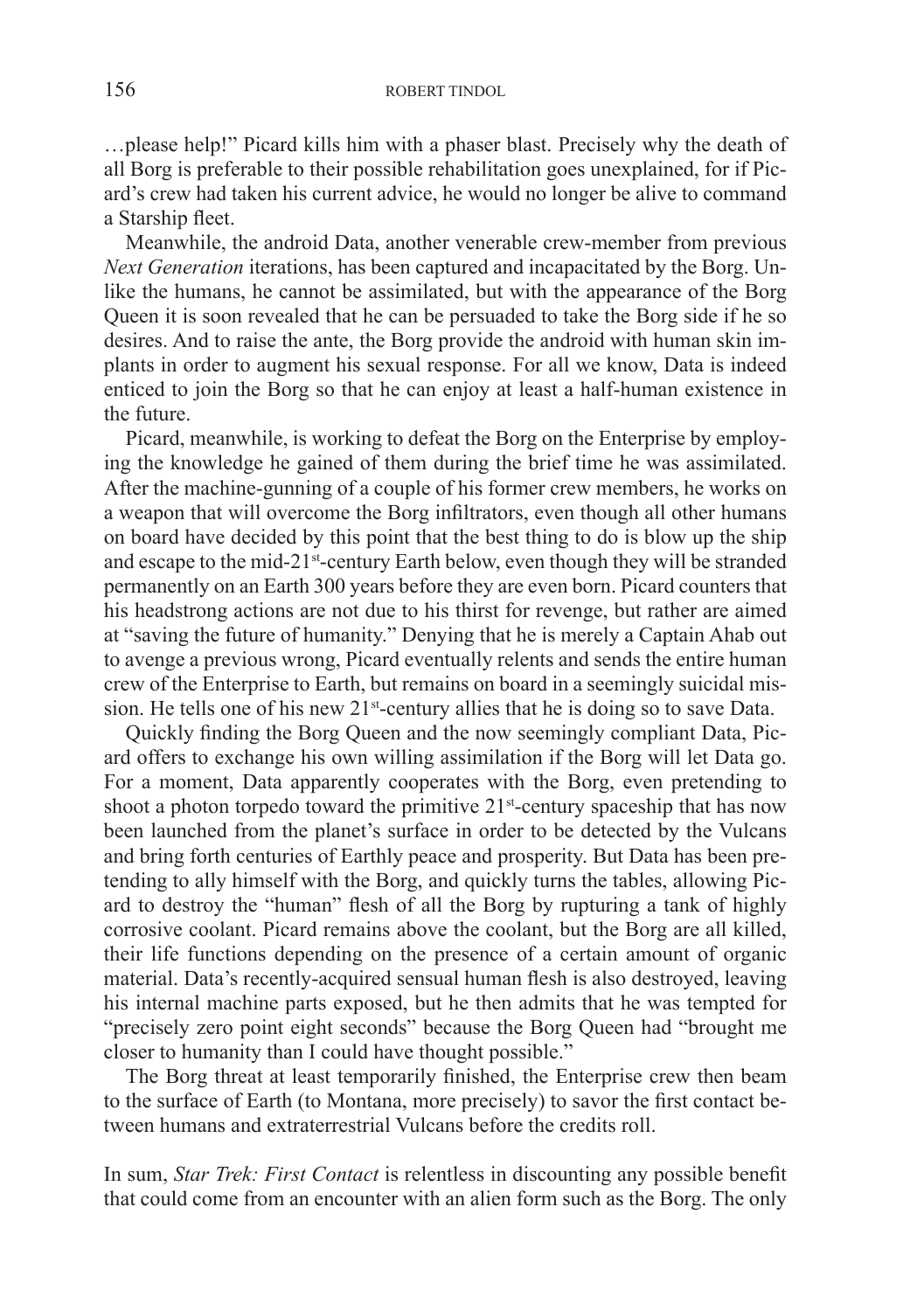…please help!" Picard kills him with a phaser blast. Precisely why the death of all Borg is preferable to their possible rehabilitation goes unexplained, for if Picard's crew had taken his current advice, he would no longer be alive to command a Starship fleet.

Meanwhile, the android Data, another venerable crew-member from previous *Next Generation* iterations, has been captured and incapacitated by the Borg. Unlike the humans, he cannot be assimilated, but with the appearance of the Borg Queen it is soon revealed that he can be persuaded to take the Borg side if he so desires. And to raise the ante, the Borg provide the android with human skin implants in order to augment his sexual response. For all we know, Data is indeed enticed to join the Borg so that he can enjoy at least a half-human existence in the future.

Picard, meanwhile, is working to defeat the Borg on the Enterprise by employing the knowledge he gained of them during the brief time he was assimilated. After the machine-gunning of a couple of his former crew members, he works on a weapon that will overcome the Borg infiltrators, even though all other humans on board have decided by this point that the best thing to do is blow up the ship and escape to the mid-21st-century Earth below, even though they will be stranded permanently on an Earth 300 years before they are even born. Picard counters that his headstrong actions are not due to his thirst for revenge, but rather are aimed at "saving the future of humanity." Denying that he is merely a Captain Ahab out to avenge a previous wrong, Picard eventually relents and sends the entire human crew of the Enterprise to Earth, but remains on board in a seemingly suicidal mission. He tells one of his new 21st-century allies that he is doing so to save Data.

Quickly finding the Borg Queen and the now seemingly compliant Data, Picard offers to exchange his own willing assimilation if the Borg will let Data go. For a moment, Data apparently cooperates with the Borg, even pretending to shoot a photon torpedo toward the primitive 21st-century spaceship that has now been launched from the planet's surface in order to be detected by the Vulcans and bring forth centuries of Earthly peace and prosperity. But Data has been pretending to ally himself with the Borg, and quickly turns the tables, allowing Picard to destroy the "human" flesh of all the Borg by rupturing a tank of highly corrosive coolant. Picard remains above the coolant, but the Borg are all killed, their life functions depending on the presence of a certain amount of organic material. Data's recently-acquired sensual human flesh is also destroyed, leaving his internal machine parts exposed, but he then admits that he was tempted for "precisely zero point eight seconds" because the Borg Queen had "brought me closer to humanity than I could have thought possible."

The Borg threat at least temporarily finished, the Enterprise crew then beam to the surface of Earth (to Montana, more precisely) to savor the first contact between humans and extraterrestrial Vulcans before the credits roll.

In sum, *Star Trek: First Contact* is relentless in discounting any possible benefit that could come from an encounter with an alien form such as the Borg. The only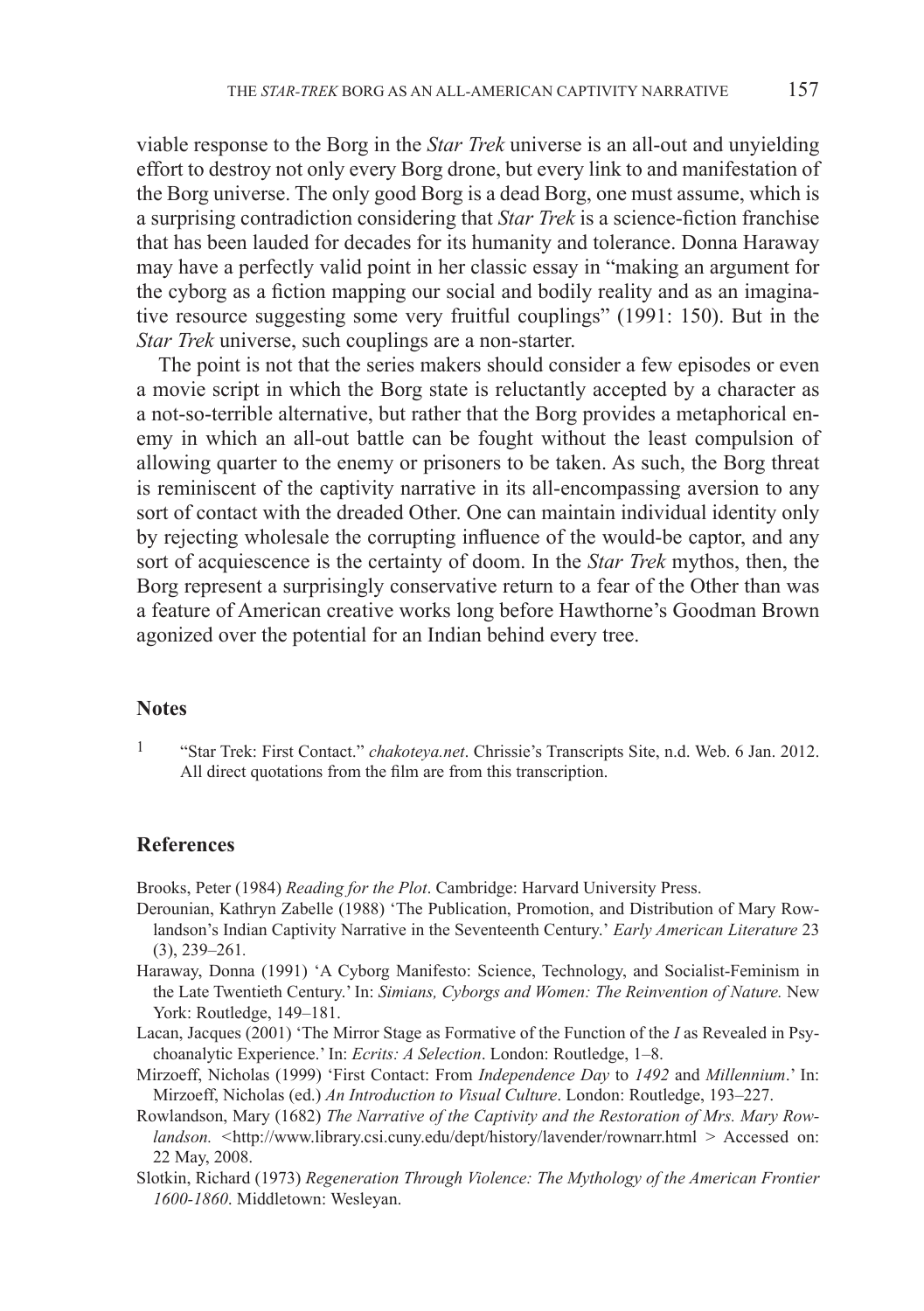viable response to the Borg in the *Star Trek* universe is an all-out and unyielding effort to destroy not only every Borg drone, but every link to and manifestation of the Borg universe. The only good Borg is a dead Borg, one must assume, which is a surprising contradiction considering that *Star Trek* is a science-fiction franchise that has been lauded for decades for its humanity and tolerance. Donna Haraway may have a perfectly valid point in her classic essay in "making an argument for the cyborg as a fiction mapping our social and bodily reality and as an imaginative resource suggesting some very fruitful couplings" (1991: 150). But in the *Star Trek* universe, such couplings are a non-starter.

The point is not that the series makers should consider a few episodes or even a movie script in which the Borg state is reluctantly accepted by a character as a not-so-terrible alternative, but rather that the Borg provides a metaphorical enemy in which an all-out battle can be fought without the least compulsion of allowing quarter to the enemy or prisoners to be taken. As such, the Borg threat is reminiscent of the captivity narrative in its all-encompassing aversion to any sort of contact with the dreaded Other. One can maintain individual identity only by rejecting wholesale the corrupting influence of the would-be captor, and any sort of acquiescence is the certainty of doom. In the *Star Trek* mythos, then, the Borg represent a surprisingly conservative return to a fear of the Other than was a feature of American creative works long before Hawthorne's Goodman Brown agonized over the potential for an Indian behind every tree.

## Notes

1 "Star Trek: First Contact." *chakoteya.net*. Chrissie's Transcripts Site, n.d. Web. 6 Jan. 2012. All direct quotations from the film are from this transcription.

## References

Brooks, Peter (1984) *Reading for the Plot*. Cambridge: Harvard University Press.

Derounian, Kathryn Zabelle (1988) 'The Publication, Promotion, and Distribution of Mary Rowlandson's Indian Captivity Narrative in the Seventeenth Century.' *Early American Literature* 23 (3), 239–261.

Haraway, Donna (1991) 'A Cyborg Manifesto: Science, Technology, and Socialist-Feminism in the Late Twentieth Century.' In: *Simians, Cyborgs and Women: The Reinvention of Nature.* New York: Routledge, 149–181.

Lacan, Jacques (2001) 'The Mirror Stage as Formative of the Function of the *I* as Revealed in Psychoanalytic Experience.' In: *Ecrits: A Selection*. London: Routledge, 1–8.

Mirzoeff, Nicholas (1999) 'First Contact: From *Independence Day* to *1492* and *Millennium*.' In: Mirzoeff, Nicholas (ed.) *An Introduction to Visual Culture*. London: Routledge, 193–227.

Rowlandson, Mary (1682) *The Narrative of the Captivity and the Restoration of Mrs. Mary Rowlandson.* <http://www.library.csi.cuny.edu/dept/history/lavender/rownarr.html > Accessed on: 22 May, 2008.

Slotkin, Richard (1973) *Regeneration Through Violence: The Mythology of the American Frontier 1600-1860*. Middletown: Wesleyan.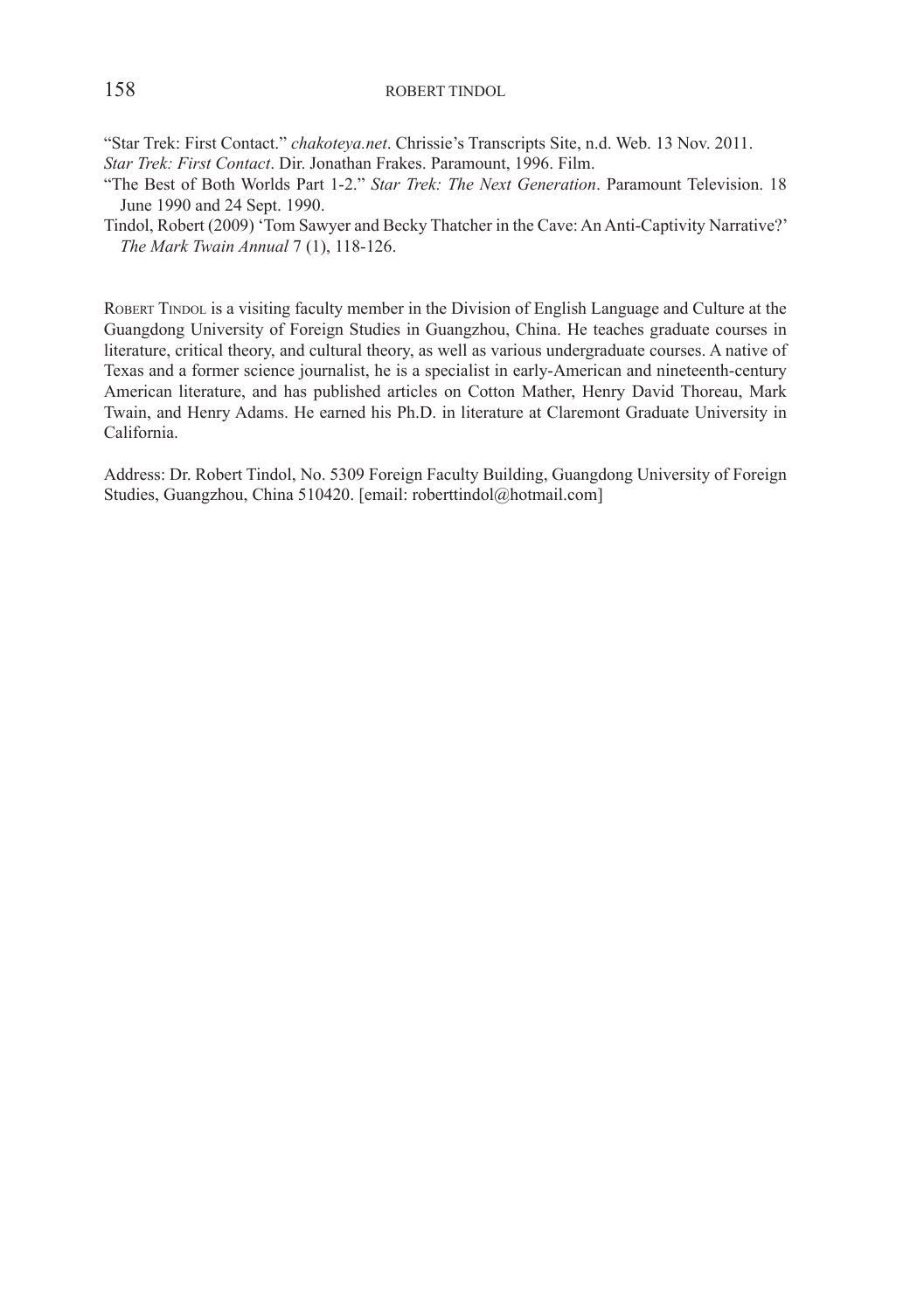"Star Trek: First Contact." *chakoteya.net*. Chrissie's Transcripts Site, n.d. Web. 13 Nov. 2011.

*Star Trek: First Contact*. Dir. Jonathan Frakes. Paramount, 1996. Film.

"The Best of Both Worlds Part 1-2." *Star Trek: The Next Generation*. Paramount Television. 18 June 1990 and 24 Sept. 1990.

Tindol, Robert (2009) 'Tom Sawyer and Becky Thatcher in the Cave: An Anti-Captivity Narrative?' *The Mark Twain Annual* 7 (1), 118-126.

Robert Tindol is a visiting faculty member in the Division of English Language and Culture at the Guangdong University of Foreign Studies in Guangzhou, China. He teaches graduate courses in literature, critical theory, and cultural theory, as well as various undergraduate courses. A native of Texas and a former science journalist, he is a specialist in early-American and nineteenth-century American literature, and has published articles on Cotton Mather, Henry David Thoreau, Mark Twain, and Henry Adams. He earned his Ph.D. in literature at Claremont Graduate University in California.

Address: Dr. Robert Tindol, No. 5309 Foreign Faculty Building, Guangdong University of Foreign Studies, Guangzhou, China 510420. [email: roberttindol@hotmail.com]